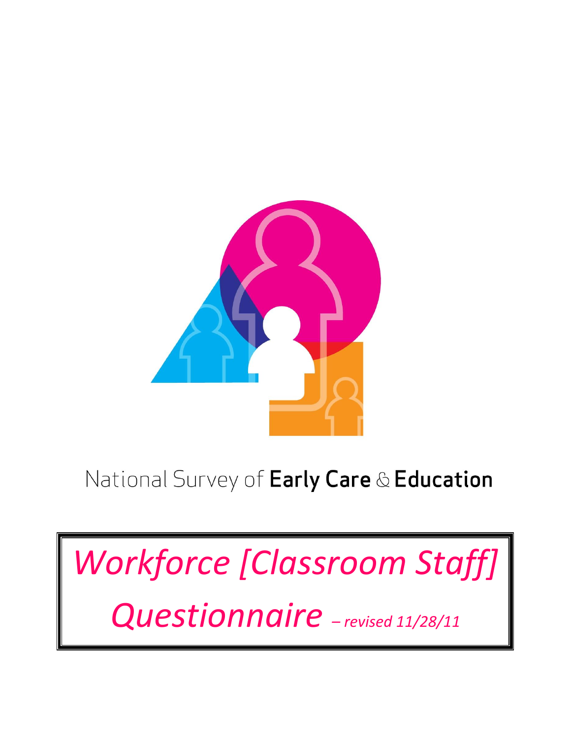National Survey of **Early Care** & **Education**

# *Workforce [Classroom Staff] Questionnaire* *– revised 11/28/11*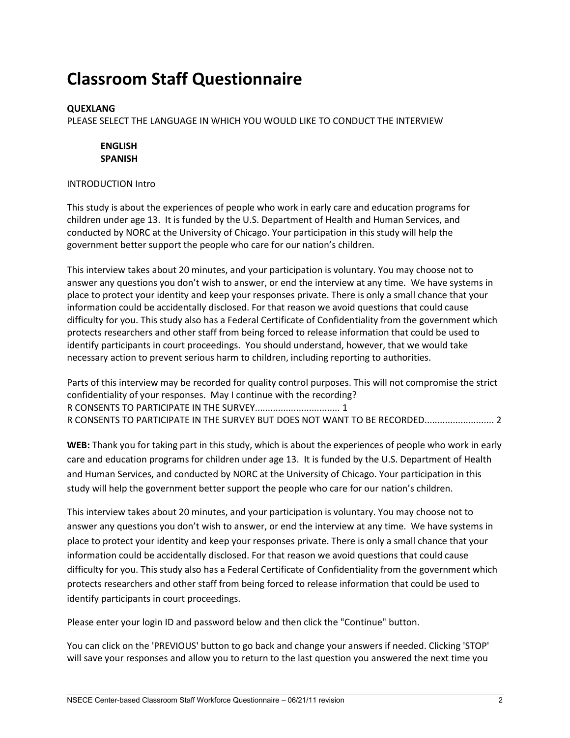# Classroom Staff Questionnaire

**QUEXLANG**
PLEASE SELECT THE LANGUAGE IN WHICH YOU WOULD LIKE TO CONDUCT THE INTERVIEW

> **ENGLISH**
> **SPANISH**

INTRODUCTION Intro

This study is about the experiences of people who work in early care and education programs for children under age 13. It is funded by the U.S. Department of Health and Human Services, and conducted by NORC at the University of Chicago. Your participation in this study will help the government better support the people who care for our nation's children.

This interview takes about 20 minutes, and your participation is voluntary. You may choose not to answer any questions you don't wish to answer, or end the interview at any time. We have systems in place to protect your identity and keep your responses private. There is only a small chance that your information could be accidentally disclosed. For that reason we avoid questions that could cause difficulty for you. This study also has a Federal Certificate of Confidentiality from the government which protects researchers and other staff from being forced to release information that could be used to identify participants in court proceedings. You should understand, however, that we would take necessary action to prevent serious harm to children, including reporting to authorities.

Parts of this interview may be recorded for quality control purposes. This will not compromise the strict confidentiality of your responses. May I continue with the recording?
R CONSENTS TO PARTICIPATE IN THE SURVEY................................ 1
R CONSENTS TO PARTICIPATE IN THE SURVEY BUT DOES NOT WANT TO BE RECORDED.......................... 2

**WEB:** Thank you for taking part in this study, which is about the experiences of people who work in early care and education programs for children under age 13. It is funded by the U.S. Department of Health and Human Services, and conducted by NORC at the University of Chicago. Your participation in this study will help the government better support the people who care for our nation's children.

This interview takes about 20 minutes, and your participation is voluntary. You may choose not to answer any questions you don't wish to answer, or end the interview at any time. We have systems in place to protect your identity and keep your responses private. There is only a small chance that your information could be accidentally disclosed. For that reason we avoid questions that could cause difficulty for you. This study also has a Federal Certificate of Confidentiality from the government which protects researchers and other staff from being forced to release information that could be used to identify participants in court proceedings.

Please enter your login ID and password below and then click the "Continue" button.

You can click on the 'PREVIOUS' button to go back and change your answers if needed. Clicking 'STOP' will save your responses and allow you to return to the last question you answered the next time you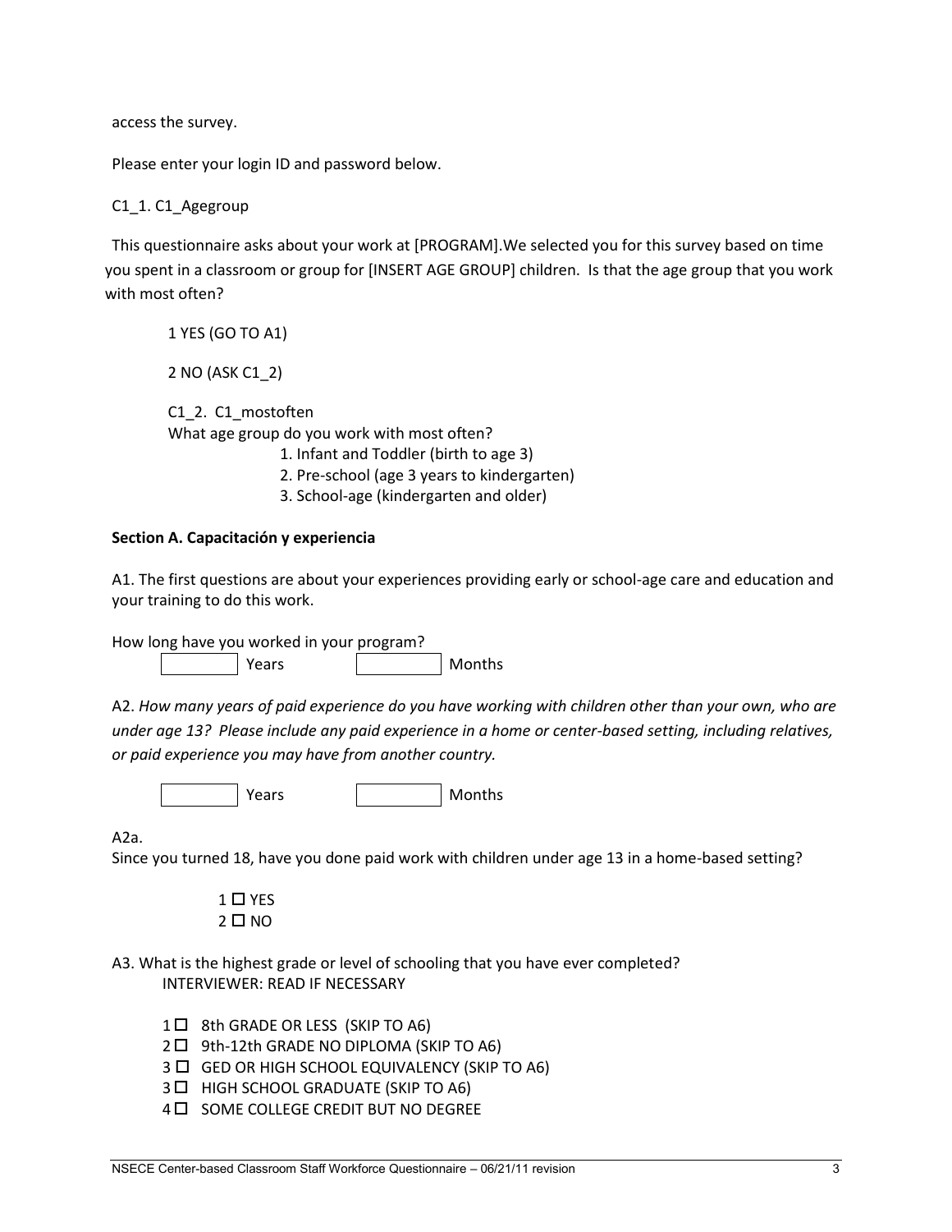access the survey.

Please enter your login ID and password below.

C1_1. C1_Agegroup

This questionnaire asks about your work at [PROGRAM].We selected you for this survey based on time you spent in a classroom or group for [INSERT AGE GROUP] children. Is that the age group that you work with most often?

1 YES (GO TO A1)

2 NO (ASK C1_2)

C1_2. C1_mostoften

What age group do you work with most often?

1. Infant and Toddler (birth to age 3)
2. Pre-school (age 3 years to kindergarten)
3. School-age (kindergarten and older)

**Section A. Capacitación y experiencia**

A1. The first questions are about your experiences providing early or school-age care and education and your training to do this work.

How long have you worked in your program?

[ ] Years [ ] Months

A2. *How many years of paid experience do you have working with children other than your own, who are under age 13? Please include any paid experience in a home or center-based setting, including relatives, or paid experience you may have from another country.*

[ ] Years [ ] Months

A2a.

Since you turned 18, have you done paid work with children under age 13 in a home-based setting?

1 ☐ YES
2 ☐ NO

A3. What is the highest grade or level of schooling that you have ever completed?

INTERVIEWER: READ IF NECESSARY

1 ☐ 8th GRADE OR LESS (SKIP TO A6)
2 ☐ 9th-12th GRADE NO DIPLOMA (SKIP TO A6)
3 ☐ GED OR HIGH SCHOOL EQUIVALENCY (SKIP TO A6)
3 ☐ HIGH SCHOOL GRADUATE (SKIP TO A6)
4 ☐ SOME COLLEGE CREDIT BUT NO DEGREE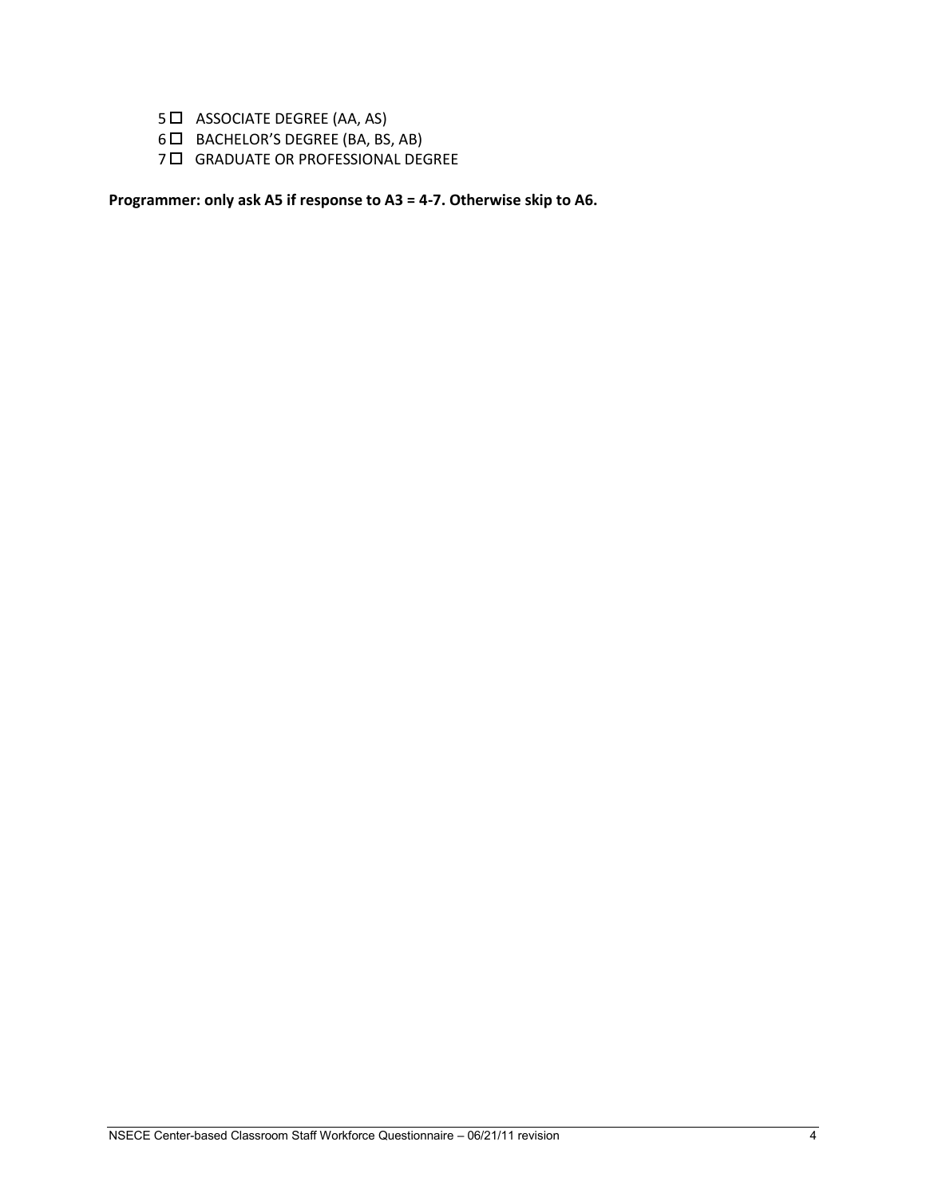5 ☐ ASSOCIATE DEGREE (AA, AS)
6 ☐ BACHELOR'S DEGREE (BA, BS, AB)
7 ☐ GRADUATE OR PROFESSIONAL DEGREE

**Programmer: only ask A5 if response to A3 = 4-7. Otherwise skip to A6.**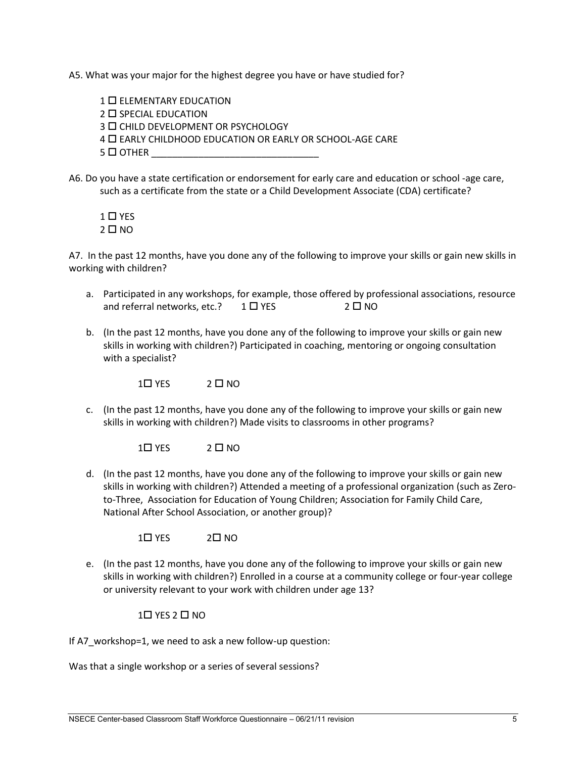A5. What was your major for the highest degree you have or have studied for?

1 ☐ ELEMENTARY EDUCATION
2 ☐ SPECIAL EDUCATION
3 ☐ CHILD DEVELOPMENT OR PSYCHOLOGY
4 ☐ EARLY CHILDHOOD EDUCATION OR EARLY OR SCHOOL-AGE CARE
5 ☐ OTHER ________________________________

A6. Do you have a state certification or endorsement for early care and education or school -age care, such as a certificate from the state or a Child Development Associate (CDA) certificate?

1 ☐ YES
2 ☐ NO

A7. In the past 12 months, have you done any of the following to improve your skills or gain new skills in working with children?

a. Participated in any workshops, for example, those offered by professional associations, resource and referral networks, etc.? 1 ☐ YES 2 ☐ NO

b. (In the past 12 months, have you done any of the following to improve your skills or gain new skills in working with children?) Participated in coaching, mentoring or ongoing consultation with a specialist?

   1☐ YES 2 ☐ NO

c. (In the past 12 months, have you done any of the following to improve your skills or gain new skills in working with children?) Made visits to classrooms in other programs?

   1☐ YES 2 ☐ NO

d. (In the past 12 months, have you done any of the following to improve your skills or gain new skills in working with children?) Attended a meeting of a professional organization (such as Zero-to-Three, Association for Education of Young Children; Association for Family Child Care, National After School Association, or another group)?

   1☐ YES 2☐ NO

e. (In the past 12 months, have you done any of the following to improve your skills or gain new skills in working with children?) Enrolled in a course at a community college or four-year college or university relevant to your work with children under age 13?

   1☐ YES 2 ☐ NO

If A7_workshop=1, we need to ask a new follow-up question:

Was that a single workshop or a series of several sessions?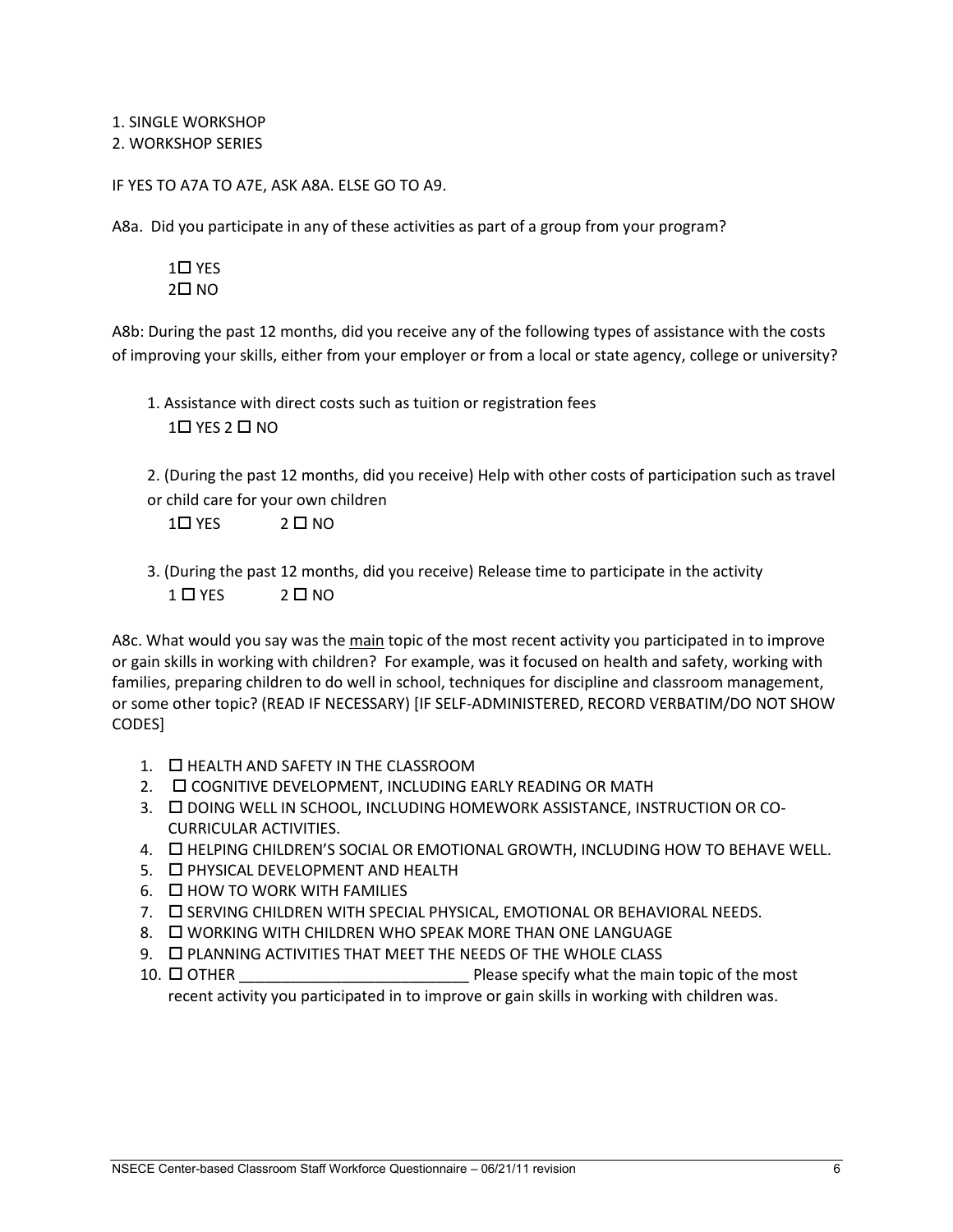1. SINGLE WORKSHOP
2. WORKSHOP SERIES

IF YES TO A7A TO A7E, ASK A8A. ELSE GO TO A9.

A8a. Did you participate in any of these activities as part of a group from your program?

1☐ YES
2☐ NO

A8b: During the past 12 months, did you receive any of the following types of assistance with the costs of improving your skills, either from your employer or from a local or state agency, college or university?

1. Assistance with direct costs such as tuition or registration fees
   1☐ YES 2 ☐ NO

2. (During the past 12 months, did you receive) Help with other costs of participation such as travel or child care for your own children
   1☐ YES 2 ☐ NO

3. (During the past 12 months, did you receive) Release time to participate in the activity
   1 ☐ YES 2 ☐ NO

A8c. What would you say was the <u>main</u> topic of the most recent activity you participated in to improve or gain skills in working with children? For example, was it focused on health and safety, working with families, preparing children to do well in school, techniques for discipline and classroom management, or some other topic? (READ IF NECESSARY) [IF SELF-ADMINISTERED, RECORD VERBATIM/DO NOT SHOW CODES]

1. ☐ HEALTH AND SAFETY IN THE CLASSROOM
2. ☐ COGNITIVE DEVELOPMENT, INCLUDING EARLY READING OR MATH
3. ☐ DOING WELL IN SCHOOL, INCLUDING HOMEWORK ASSISTANCE, INSTRUCTION OR CO-CURRICULAR ACTIVITIES.
4. ☐ HELPING CHILDREN'S SOCIAL OR EMOTIONAL GROWTH, INCLUDING HOW TO BEHAVE WELL.
5. ☐ PHYSICAL DEVELOPMENT AND HEALTH
6. ☐ HOW TO WORK WITH FAMILIES
7. ☐ SERVING CHILDREN WITH SPECIAL PHYSICAL, EMOTIONAL OR BEHAVIORAL NEEDS.
8. ☐ WORKING WITH CHILDREN WHO SPEAK MORE THAN ONE LANGUAGE
9. ☐ PLANNING ACTIVITIES THAT MEET THE NEEDS OF THE WHOLE CLASS
10. ☐ OTHER ___________________________ Please specify what the main topic of the most recent activity you participated in to improve or gain skills in working with children was.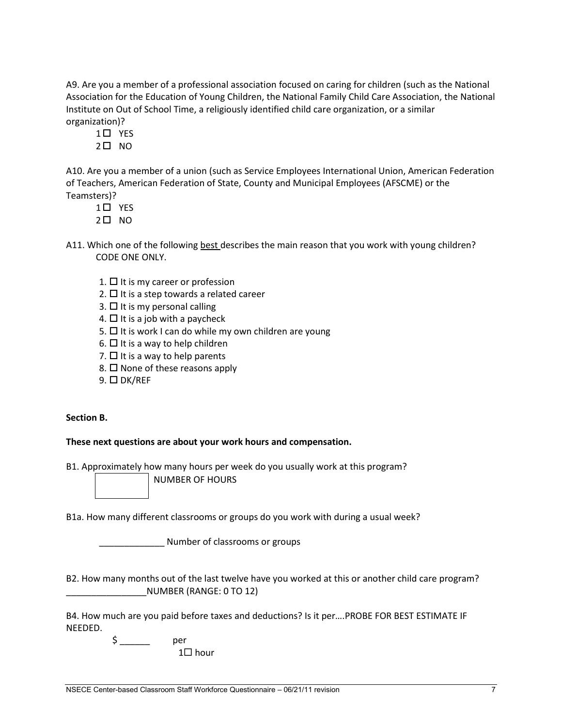A9. Are you a member of a professional association focused on caring for children (such as the National Association for the Education of Young Children, the National Family Child Care Association, the National Institute on Out of School Time, a religiously identified child care organization, or a similar organization)?

1☐ YES
2☐ NO

A10. Are you a member of a union (such as Service Employees International Union, American Federation of Teachers, American Federation of State, County and Municipal Employees (AFSCME) or the Teamsters)?

1☐ YES
2☐ NO

A11. Which one of the following best describes the main reason that you work with young children? CODE ONE ONLY.

1. ☐ It is my career or profession
2. ☐ It is a step towards a related career
3. ☐ It is my personal calling
4. ☐ It is a job with a paycheck
5. ☐ It is work I can do while my own children are young
6. ☐ It is a way to help children
7. ☐ It is a way to help parents
8. ☐ None of these reasons apply
9. ☐ DK/REF

**Section B.**

**These next questions are about your work hours and compensation.**

B1. Approximately how many hours per week do you usually work at this program?

[ ] NUMBER OF HOURS

B1a. How many different classrooms or groups do you work with during a usual week?

_____________ Number of classrooms or groups

B2. How many months out of the last twelve have you worked at this or another child care program?
________________NUMBER (RANGE: 0 TO 12)

B4. How much are you paid before taxes and deductions? Is it per….PROBE FOR BEST ESTIMATE IF NEEDED.

$ ______ per

1☐ hour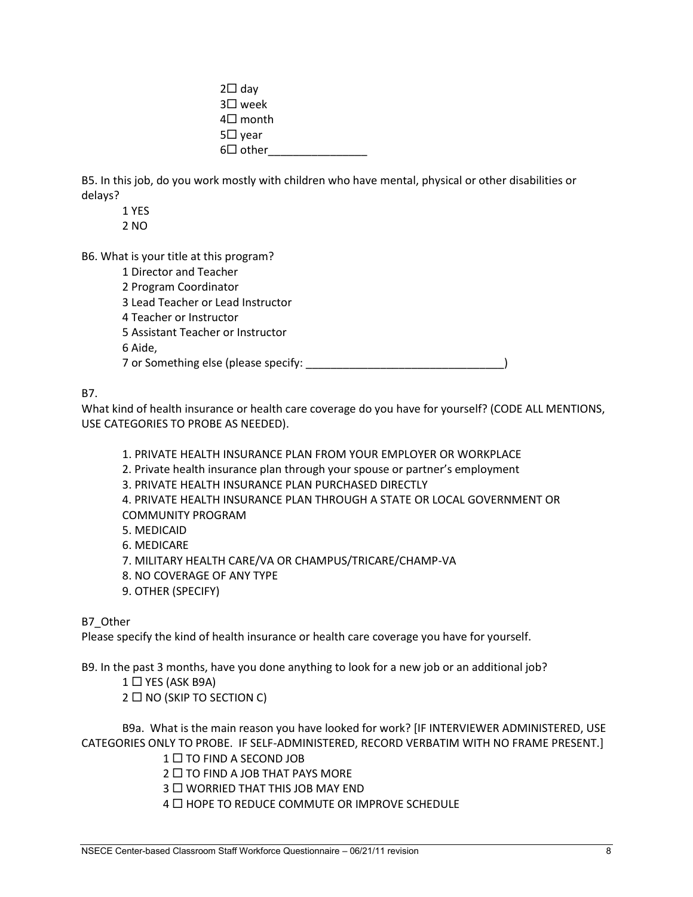2☐ day
3☐ week
4☐ month
5☐ year
6☐ other________________

B5. In this job, do you work mostly with children who have mental, physical or other disabilities or delays?

1 YES
2 NO

B6. What is your title at this program?

1 Director and Teacher
2 Program Coordinator
3 Lead Teacher or Lead Instructor
4 Teacher or Instructor
5 Assistant Teacher or Instructor
6 Aide,
7 or Something else (please specify: ________________________________)

B7.

What kind of health insurance or health care coverage do you have for yourself? (CODE ALL MENTIONS, USE CATEGORIES TO PROBE AS NEEDED).

1. PRIVATE HEALTH INSURANCE PLAN FROM YOUR EMPLOYER OR WORKPLACE
2. Private health insurance plan through your spouse or partner's employment
3. PRIVATE HEALTH INSURANCE PLAN PURCHASED DIRECTLY
4. PRIVATE HEALTH INSURANCE PLAN THROUGH A STATE OR LOCAL GOVERNMENT OR COMMUNITY PROGRAM
5. MEDICAID
6. MEDICARE
7. MILITARY HEALTH CARE/VA OR CHAMPUS/TRICARE/CHAMP-VA
8. NO COVERAGE OF ANY TYPE
9. OTHER (SPECIFY)

B7_Other

Please specify the kind of health insurance or health care coverage you have for yourself.

B9. In the past 3 months, have you done anything to look for a new job or an additional job?

1 ☐ YES (ASK B9A)
2 ☐ NO (SKIP TO SECTION C)

B9a. What is the main reason you have looked for work? [IF INTERVIEWER ADMINISTERED, USE CATEGORIES ONLY TO PROBE. IF SELF-ADMINISTERED, RECORD VERBATIM WITH NO FRAME PRESENT.]

1 ☐ TO FIND A SECOND JOB
2 ☐ TO FIND A JOB THAT PAYS MORE
3 ☐ WORRIED THAT THIS JOB MAY END
4 ☐ HOPE TO REDUCE COMMUTE OR IMPROVE SCHEDULE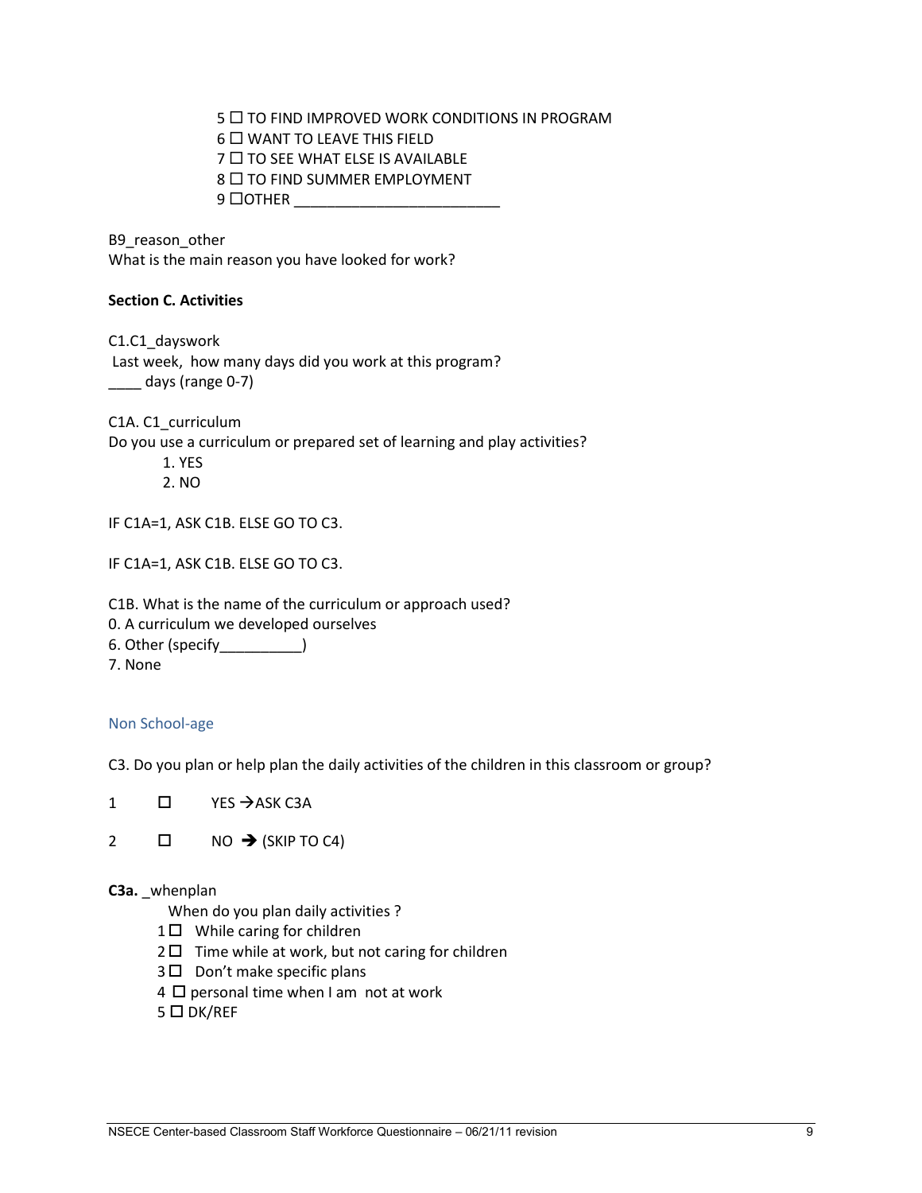5 ☐ TO FIND IMPROVED WORK CONDITIONS IN PROGRAM
6 ☐ WANT TO LEAVE THIS FIELD
7 ☐ TO SEE WHAT ELSE IS AVAILABLE
8 ☐ TO FIND SUMMER EMPLOYMENT
9 ☐OTHER ________________________

B9_reason_other
What is the main reason you have looked for work?

**Section C. Activities**

C1.C1_dayswork
Last week, how many days did you work at this program?
____ days (range 0-7)

C1A. C1_curriculum
Do you use a curriculum or prepared set of learning and play activities?

1. YES
2. NO

IF C1A=1, ASK C1B. ELSE GO TO C3.

IF C1A=1, ASK C1B. ELSE GO TO C3.

C1B. What is the name of the curriculum or approach used?
0. A curriculum we developed ourselves
6. Other (specify__________)
7. None

### Non School-age

C3. Do you plan or help plan the daily activities of the children in this classroom or group?

1 ☐ YES →ASK C3A

2 ☐ NO → (SKIP TO C4)

**C3a.** _whenplan
When do you plan daily activities ?

1 ☐ While caring for children
2 ☐ Time while at work, but not caring for children
3 ☐ Don't make specific plans
4 ☐ personal time when I am not at work
5 ☐ DK/REF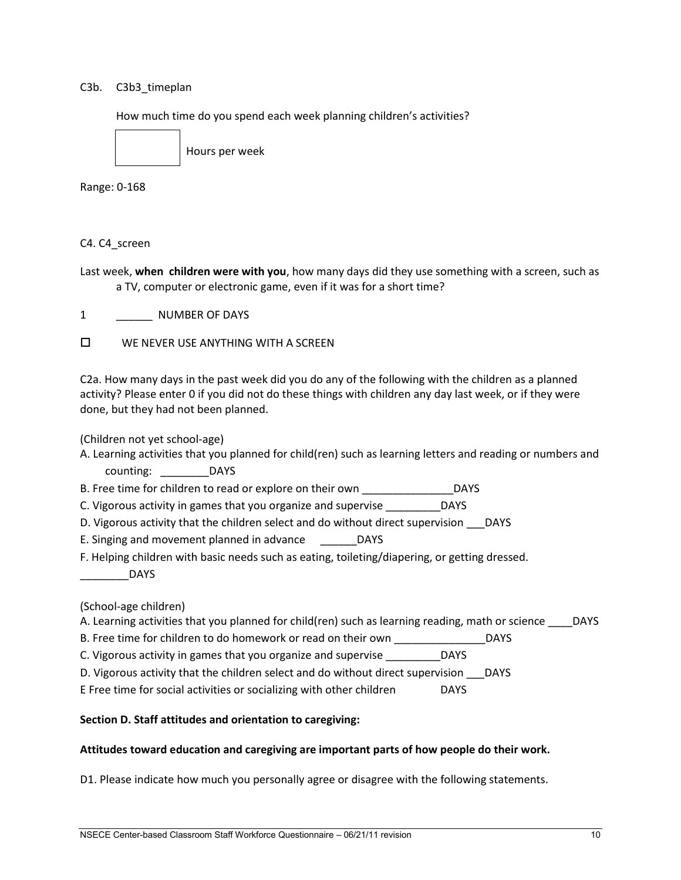C3b. C3b3_timeplan

How much time do you spend each week planning children's activities?

[ ] Hours per week

Range: 0-168

C4. C4_screen

Last week, **when children were with you**, how many days did they use something with a screen, such as a TV, computer or electronic game, even if it was for a short time?

1 ______ NUMBER OF DAYS

☐ WE NEVER USE ANYTHING WITH A SCREEN

C2a. How many days in the past week did you do any of the following with the children as a planned activity? Please enter 0 if you did not do these things with children any day last week, or if they were done, but they had not been planned.

(Children not yet school-age)

A. Learning activities that you planned for child(ren) such as learning letters and reading or numbers and counting: ________DAYS
B. Free time for children to read or explore on their own _______________DAYS
C. Vigorous activity in games that you organize and supervise _________DAYS
D. Vigorous activity that the children select and do without direct supervision ___DAYS
E. Singing and movement planned in advance ______DAYS
F. Helping children with basic needs such as eating, toileting/diapering, or getting dressed. ________DAYS

(School-age children)

A. Learning activities that you planned for child(ren) such as learning reading, math or science ____DAYS
B. Free time for children to do homework or read on their own _______________DAYS
C. Vigorous activity in games that you organize and supervise _________DAYS
D. Vigorous activity that the children select and do without direct supervision ___DAYS
E Free time for social activities or socializing with other children DAYS

**Section D. Staff attitudes and orientation to caregiving:**

**Attitudes toward education and caregiving are important parts of how people do their work.**

D1. Please indicate how much you personally agree or disagree with the following statements.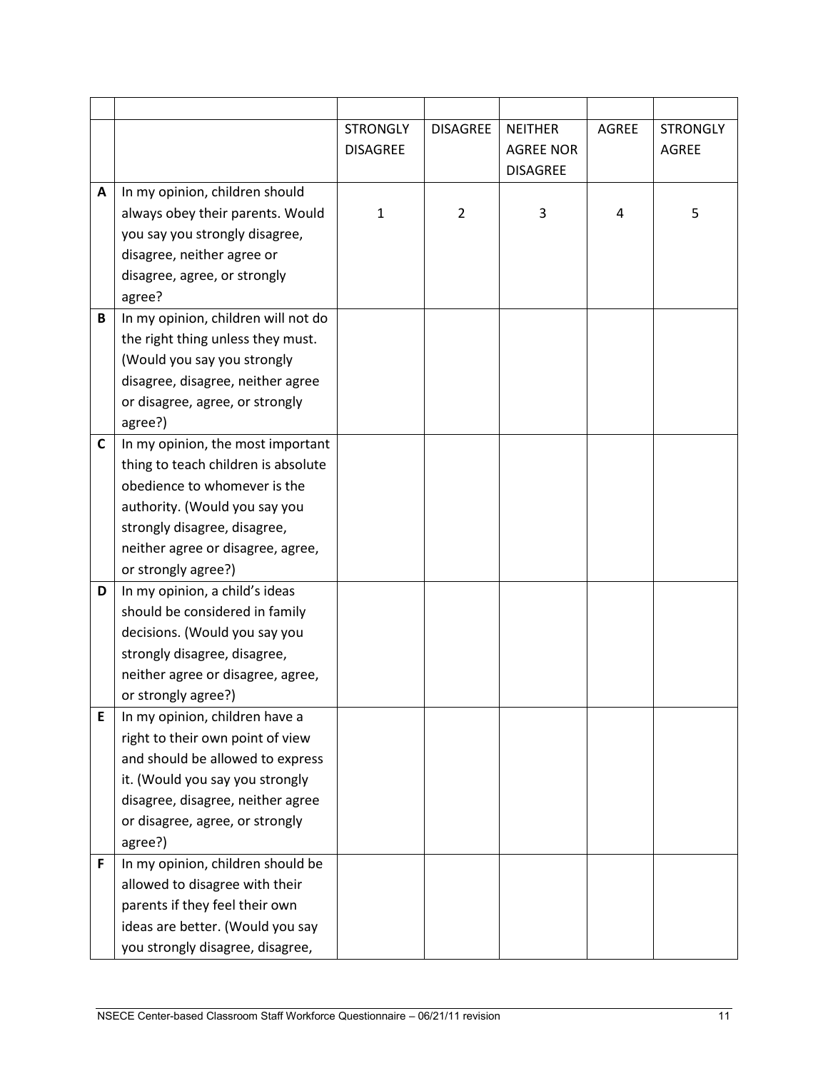| | | STRONGLY DISAGREE | DISAGREE | NEITHER AGREE NOR DISAGREE | AGREE | STRONGLY AGREE |
|---|---|---|---|---|---|---|
| **A** | In my opinion, children should always obey their parents. Would you say you strongly disagree, disagree, neither agree or disagree, agree, or strongly agree? | 1 | 2 | 3 | 4 | 5 |
| **B** | In my opinion, children will not do the right thing unless they must. (Would you say you strongly disagree, disagree, neither agree or disagree, agree, or strongly agree?) | | | | | |
| **C** | In my opinion, the most important thing to teach children is absolute obedience to whomever is the authority. (Would you say you strongly disagree, disagree, neither agree or disagree, agree, or strongly agree?) | | | | | |
| **D** | In my opinion, a child's ideas should be considered in family decisions. (Would you say you strongly disagree, disagree, neither agree or disagree, agree, or strongly agree?) | | | | | |
| **E** | In my opinion, children have a right to their own point of view and should be allowed to express it. (Would you say you strongly disagree, disagree, neither agree or disagree, agree, or strongly agree?) | | | | | |
| **F** | In my opinion, children should be allowed to disagree with their parents if they feel their own ideas are better. (Would you say you strongly disagree, disagree, | | | | | |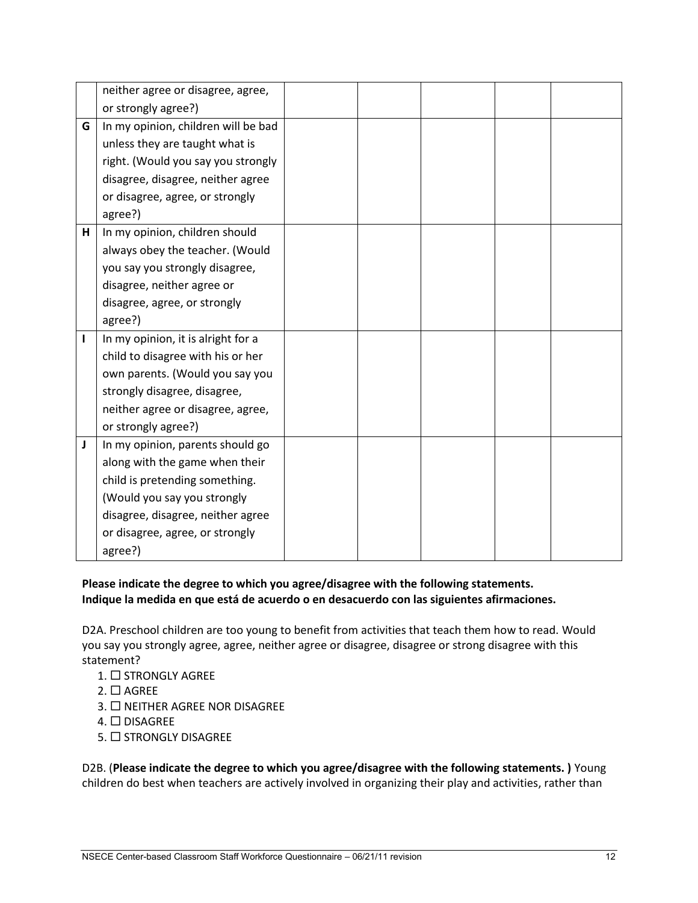| | | | | | | |
|---|---|---|---|---|---|---|
| | neither agree or disagree, agree, or strongly agree?) | | | | | |
| **G** | In my opinion, children will be bad unless they are taught what is right. (Would you say you strongly disagree, disagree, neither agree or disagree, agree, or strongly agree?) | | | | | |
| **H** | In my opinion, children should always obey the teacher. (Would you say you strongly disagree, disagree, neither agree or disagree, agree, or strongly agree?) | | | | | |
| **I** | In my opinion, it is alright for a child to disagree with his or her own parents. (Would you say you strongly disagree, disagree, neither agree or disagree, agree, or strongly agree?) | | | | | |
| **J** | In my opinion, parents should go along with the game when their child is pretending something. (Would you say you strongly disagree, disagree, neither agree or disagree, agree, or strongly agree?) | | | | | |

**Please indicate the degree to which you agree/disagree with the following statements.**
**Indique la medida en que está de acuerdo o en desacuerdo con las siguientes afirmaciones.**

D2A. Preschool children are too young to benefit from activities that teach them how to read. Would you say you strongly agree, agree, neither agree or disagree, disagree or strong disagree with this statement?

1. ☐ STRONGLY AGREE
2. ☐ AGREE
3. ☐ NEITHER AGREE NOR DISAGREE
4. ☐ DISAGREE
5. ☐ STRONGLY DISAGREE

D2B. (**Please indicate the degree to which you agree/disagree with the following statements. )** Young children do best when teachers are actively involved in organizing their play and activities, rather than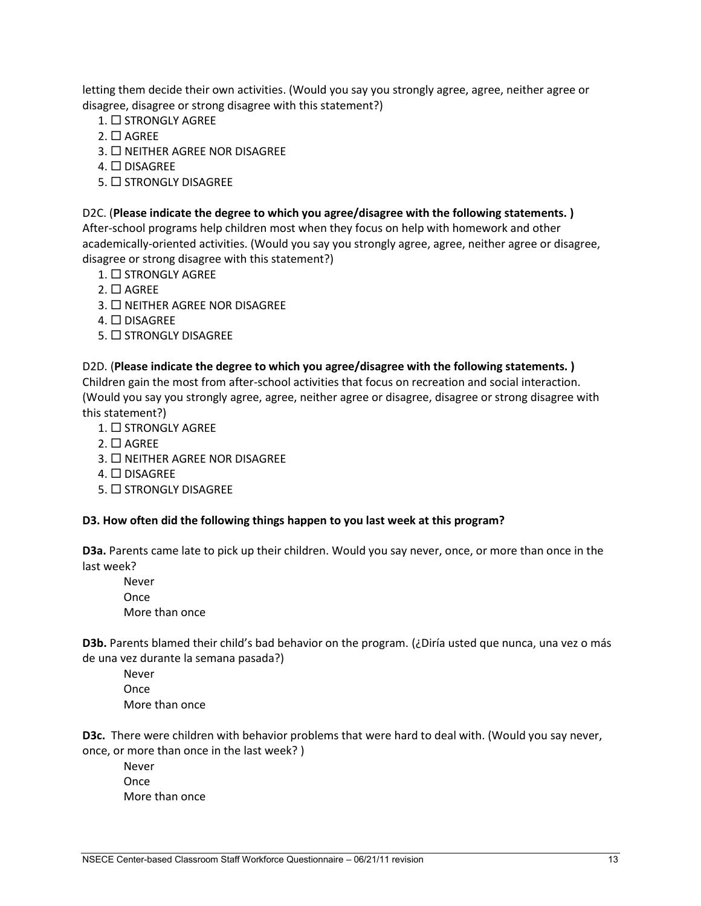letting them decide their own activities. (Would you say you strongly agree, agree, neither agree or disagree, disagree or strong disagree with this statement?)

1. ☐ STRONGLY AGREE
2. ☐ AGREE
3. ☐ NEITHER AGREE NOR DISAGREE
4. ☐ DISAGREE
5. ☐ STRONGLY DISAGREE

D2C. (**Please indicate the degree to which you agree/disagree with the following statements. )** After-school programs help children most when they focus on help with homework and other academically-oriented activities. (Would you say you strongly agree, agree, neither agree or disagree, disagree or strong disagree with this statement?)

1. ☐ STRONGLY AGREE
2. ☐ AGREE
3. ☐ NEITHER AGREE NOR DISAGREE
4. ☐ DISAGREE
5. ☐ STRONGLY DISAGREE

D2D. (**Please indicate the degree to which you agree/disagree with the following statements. )** Children gain the most from after-school activities that focus on recreation and social interaction. (Would you say you strongly agree, agree, neither agree or disagree, disagree or strong disagree with this statement?)

1. ☐ STRONGLY AGREE
2. ☐ AGREE
3. ☐ NEITHER AGREE NOR DISAGREE
4. ☐ DISAGREE
5. ☐ STRONGLY DISAGREE

**D3. How often did the following things happen to you last week at this program?**

**D3a.** Parents came late to pick up their children. Would you say never, once, or more than once in the last week?

Never
Once
More than once

**D3b.** Parents blamed their child's bad behavior on the program. (¿Diría usted que nunca, una vez o más de una vez durante la semana pasada?)

Never
Once
More than once

**D3c.** There were children with behavior problems that were hard to deal with. (Would you say never, once, or more than once in the last week? )

Never
Once
More than once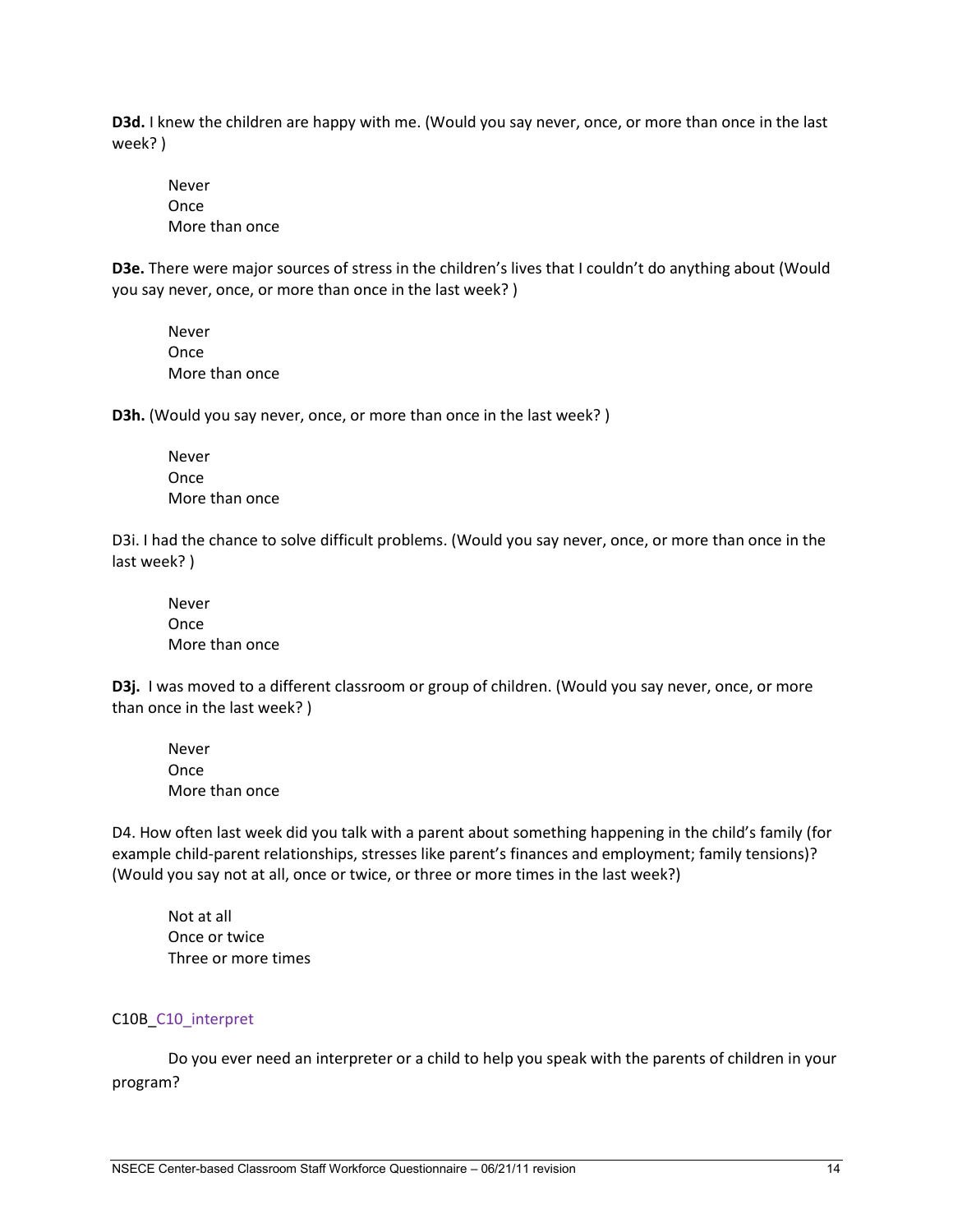**D3d.** I knew the children are happy with me. (Would you say never, once, or more than once in the last week? )

Never
Once
More than once

**D3e.** There were major sources of stress in the children's lives that I couldn't do anything about (Would you say never, once, or more than once in the last week? )

Never
Once
More than once

**D3h.** (Would you say never, once, or more than once in the last week? )

Never
Once
More than once

D3i. I had the chance to solve difficult problems. (Would you say never, once, or more than once in the last week? )

Never
Once
More than once

**D3j.** I was moved to a different classroom or group of children. (Would you say never, once, or more than once in the last week? )

Never
Once
More than once

D4. How often last week did you talk with a parent about something happening in the child's family (for example child-parent relationships, stresses like parent's finances and employment; family tensions)? (Would you say not at all, once or twice, or three or more times in the last week?)

Not at all
Once or twice
Three or more times

C10B_C10_interpret

Do you ever need an interpreter or a child to help you speak with the parents of children in your program?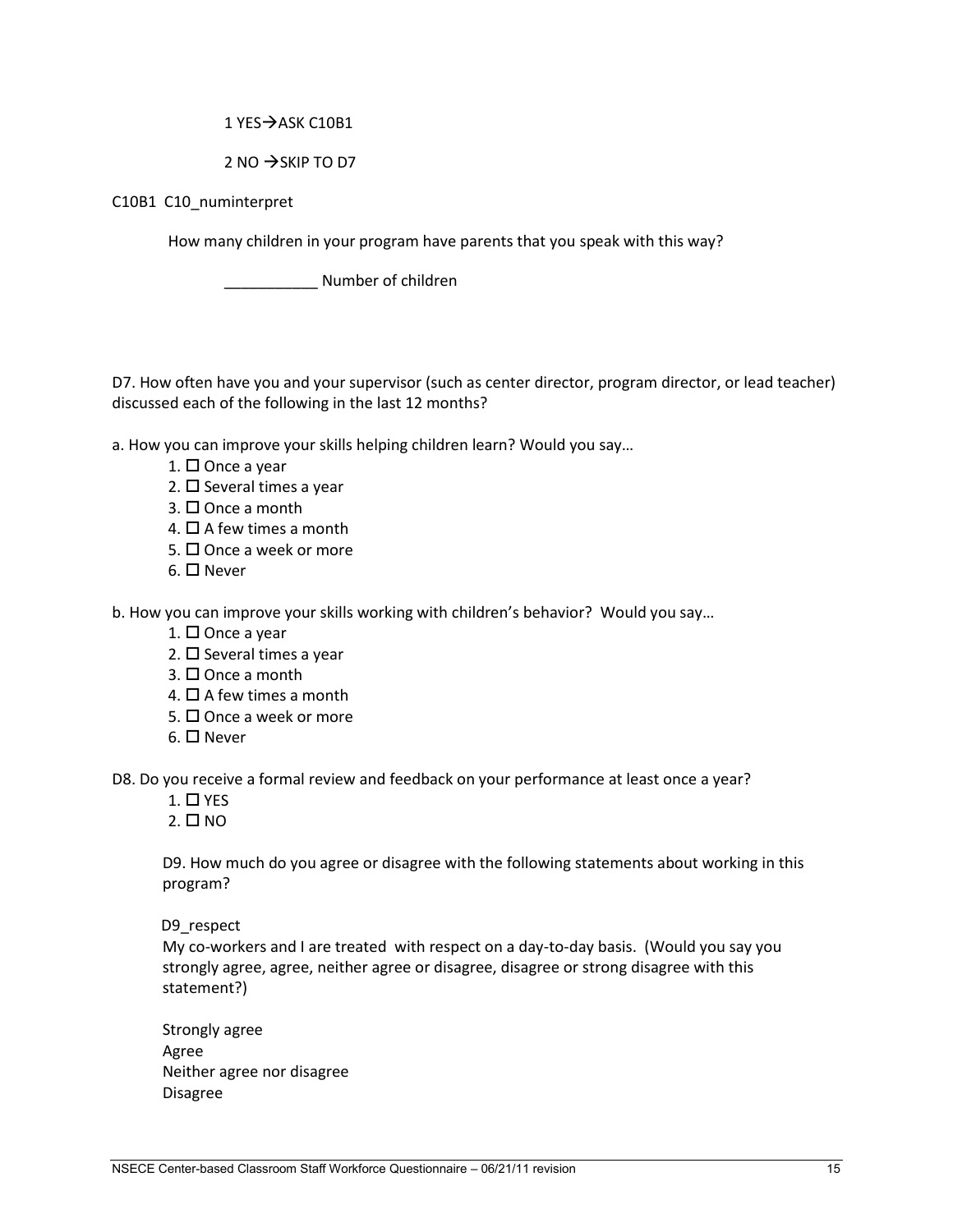1 YES→ASK C10B1

2 NO →SKIP TO D7

C10B1 C10_numinterpret

How many children in your program have parents that you speak with this way?

___________ Number of children

D7. How often have you and your supervisor (such as center director, program director, or lead teacher) discussed each of the following in the last 12 months?

a. How you can improve your skills helping children learn? Would you say…

1. ☐ Once a year
2. ☐ Several times a year
3. ☐ Once a month
4. ☐ A few times a month
5. ☐ Once a week or more
6. ☐ Never

b. How you can improve your skills working with children's behavior? Would you say…

1. ☐ Once a year
2. ☐ Several times a year
3. ☐ Once a month
4. ☐ A few times a month
5. ☐ Once a week or more
6. ☐ Never

D8. Do you receive a formal review and feedback on your performance at least once a year?

1. ☐ YES
2. ☐ NO

D9. How much do you agree or disagree with the following statements about working in this program?

D9_respect

My co-workers and I are treated with respect on a day-to-day basis. (Would you say you strongly agree, agree, neither agree or disagree, disagree or strong disagree with this statement?)

Strongly agree
Agree
Neither agree nor disagree
Disagree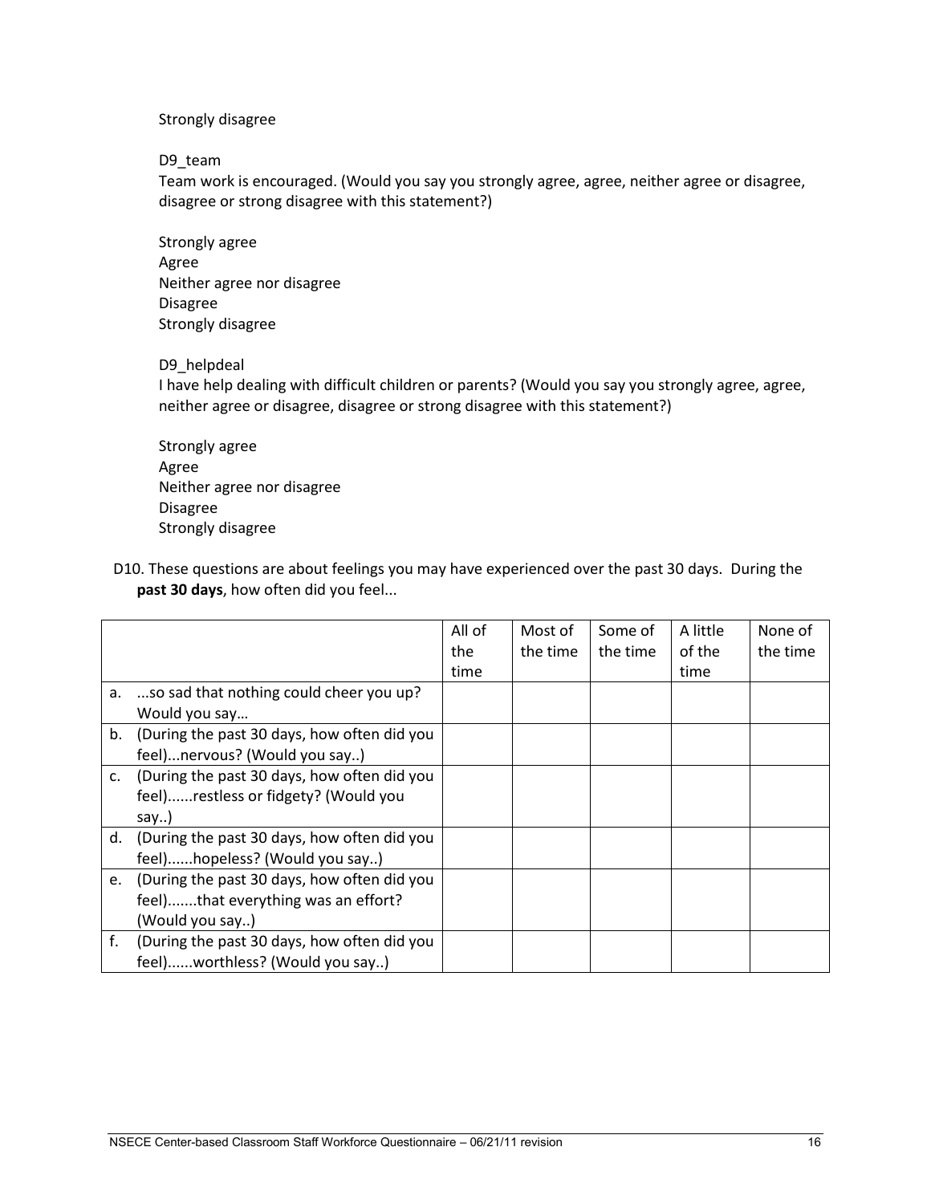Strongly disagree

D9_team
Team work is encouraged. (Would you say you strongly agree, agree, neither agree or disagree, disagree or strong disagree with this statement?)

Strongly agree
Agree
Neither agree nor disagree
Disagree
Strongly disagree

D9_helpdeal
I have help dealing with difficult children or parents? (Would you say you strongly agree, agree, neither agree or disagree, disagree or strong disagree with this statement?)

Strongly agree
Agree
Neither agree nor disagree
Disagree
Strongly disagree

D10. These questions are about feelings you may have experienced over the past 30 days. During the **past 30 days**, how often did you feel...

| | | All of the time | Most of the time | Some of the time | A little of the time | None of the time |
|---|---|---|---|---|---|---|
| a. | ...so sad that nothing could cheer you up? Would you say… | | | | | |
| b. | (During the past 30 days, how often did you feel)...nervous? (Would you say..) | | | | | |
| c. | (During the past 30 days, how often did you feel)......restless or fidgety? (Would you say..) | | | | | |
| d. | (During the past 30 days, how often did you feel)......hopeless? (Would you say..) | | | | | |
| e. | (During the past 30 days, how often did you feel).......that everything was an effort? (Would you say..) | | | | | |
| f. | (During the past 30 days, how often did you feel)......worthless? (Would you say..) | | | | | |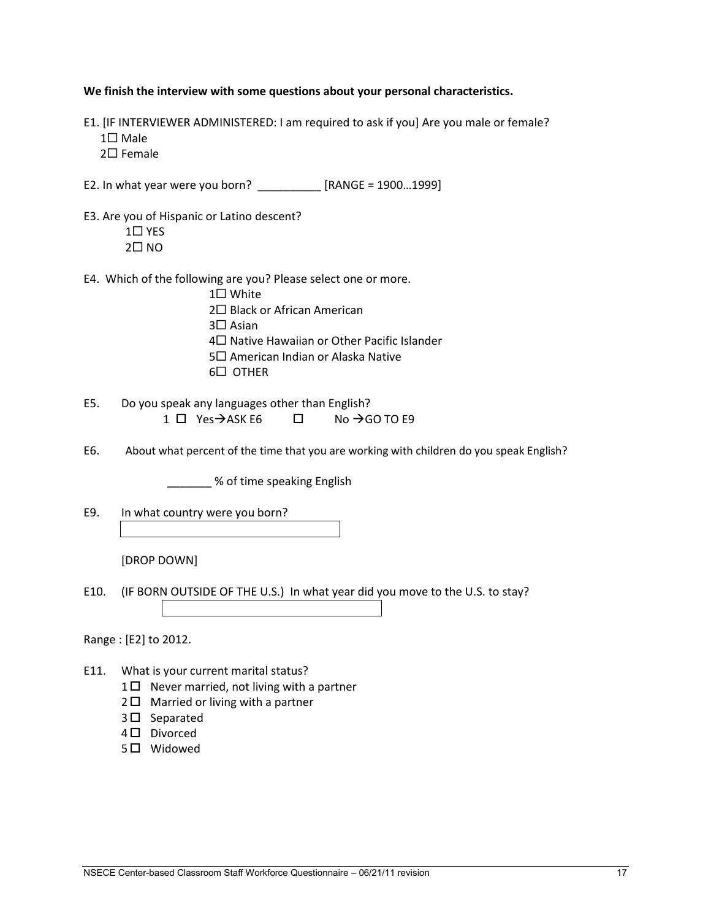**We finish the interview with some questions about your personal characteristics.**

E1. [IF INTERVIEWER ADMINISTERED: I am required to ask if you] Are you male or female?
- 1☐ Male
- 2☐ Female

E2. In what year were you born? __________ [RANGE = 1900…1999]

E3. Are you of Hispanic or Latino descent?
- 1☐ YES
- 2☐ NO

E4. Which of the following are you? Please select one or more.
- 1☐ White
- 2☐ Black or African American
- 3☐ Asian
- 4☐ Native Hawaiian or Other Pacific Islander
- 5☐ American Indian or Alaska Native
- 6☐ OTHER

E5. Do you speak any languages other than English?

1 ☐ Yes→ASK E6 ☐ No →GO TO E9

E6. About what percent of the time that you are working with children do you speak English?

_______ % of time speaking English

E9. In what country were you born?

[DROP DOWN]

E10. (IF BORN OUTSIDE OF THE U.S.) In what year did you move to the U.S. to stay?

Range : [E2] to 2012.

E11. What is your current marital status?
- 1☐ Never married, not living with a partner
- 2☐ Married or living with a partner
- 3☐ Separated
- 4☐ Divorced
- 5☐ Widowed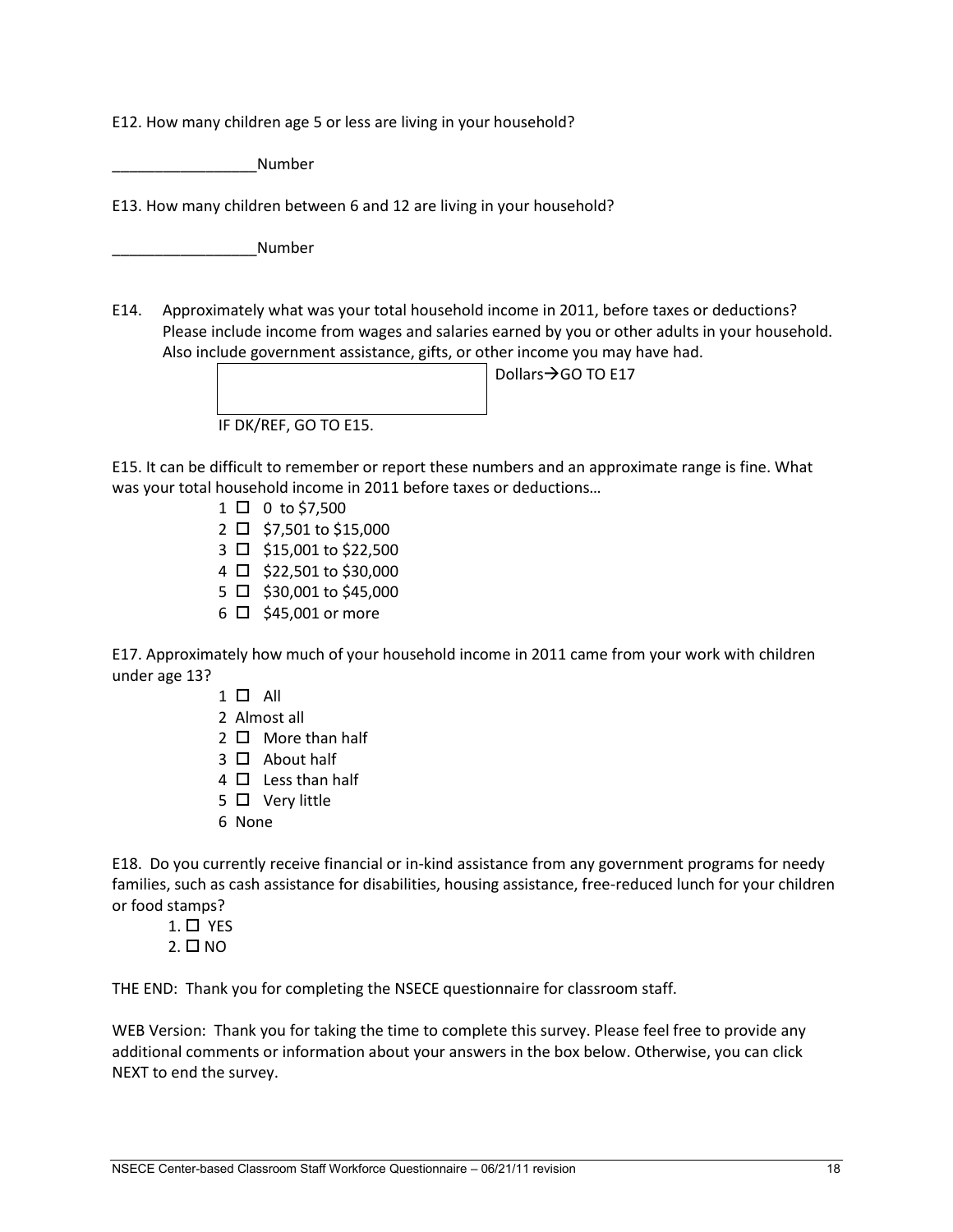E12. How many children age 5 or less are living in your household?

_________________Number

E13. How many children between 6 and 12 are living in your household?

_________________Number

E14. Approximately what was your total household income in 2011, before taxes or deductions? Please include income from wages and salaries earned by you or other adults in your household. Also include government assistance, gifts, or other income you may have had.

[ ] Dollars→GO TO E17

IF DK/REF, GO TO E15.

E15. It can be difficult to remember or report these numbers and an approximate range is fine. What was your total household income in 2011 before taxes or deductions…

1 ☐ 0 to $7,500
2 ☐ $7,501 to $15,000
3 ☐ $15,001 to $22,500
4 ☐ $22,501 to $30,000
5 ☐ $30,001 to $45,000
6 ☐ $45,001 or more

E17. Approximately how much of your household income in 2011 came from your work with children under age 13?

1 ☐ All
2 Almost all
2 ☐ More than half
3 ☐ About half
4 ☐ Less than half
5 ☐ Very little
6 None

E18. Do you currently receive financial or in-kind assistance from any government programs for needy families, such as cash assistance for disabilities, housing assistance, free-reduced lunch for your children or food stamps?

1. ☐ YES
2. ☐ NO

THE END: Thank you for completing the NSECE questionnaire for classroom staff.

WEB Version: Thank you for taking the time to complete this survey. Please feel free to provide any additional comments or information about your answers in the box below. Otherwise, you can click NEXT to end the survey.